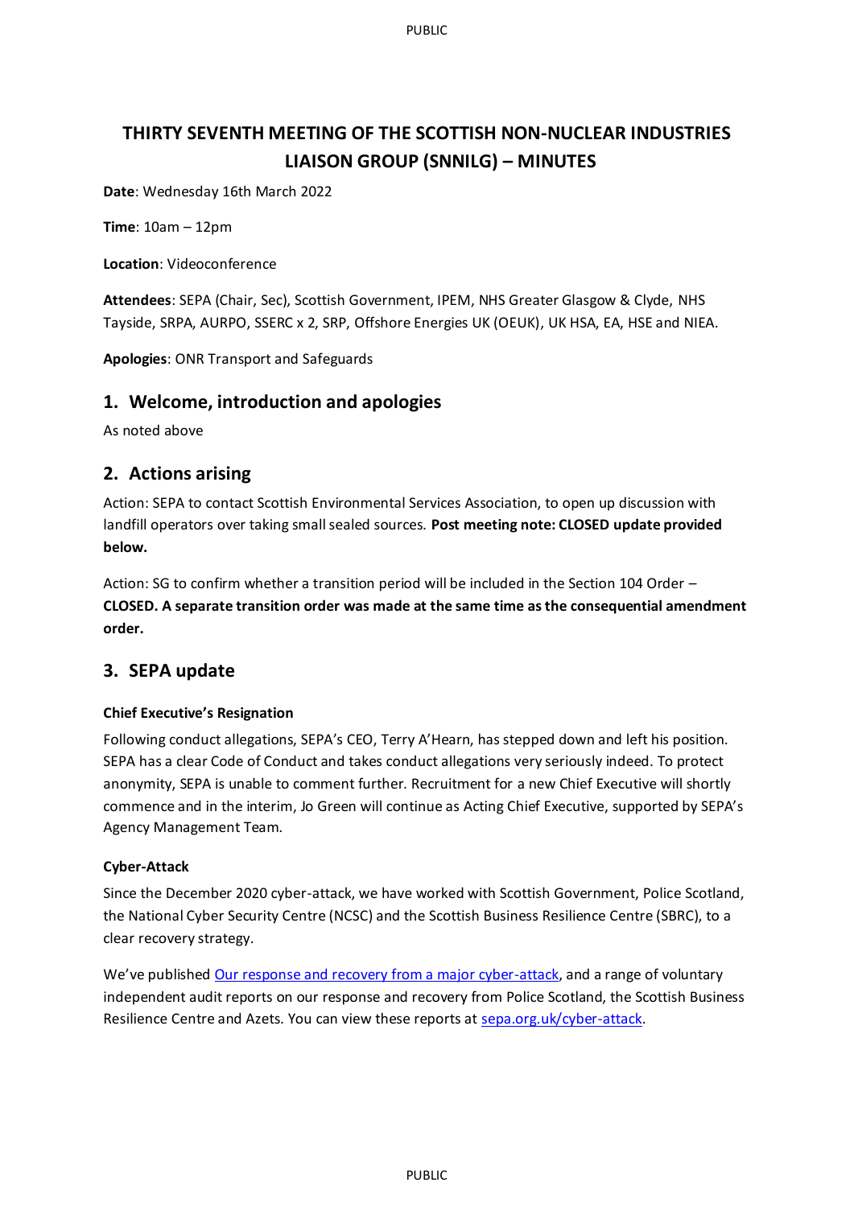# THIRTY SEVENTH MEETING OF THE SCOTTISH NON-NUCLEAR INDUSTRIES LIAISON GROUP (SNNILG) – MINUTES

**Date**: Wednesday 16th March 2022

**Time**: 10am – 12pm

**Location**: Videoconference

**Attendees**: SEPA (Chair, Sec), Scottish Government, IPEM, NHS Greater Glasgow & Clyde, NHS Tayside, SRPA, AURPO, SSERC x 2, SRP, Offshore Energies UK (OEUK), UK HSA, EA, HSE and NIEA.

**Apologies**: ONR Transport and Safeguards

## 1. Welcome, introduction and apologies

As noted above

## 2. Actions arising

Action: SEPA to contact Scottish Environmental Services Association, to open up discussion with landfill operators over taking small sealed sources. **Post meeting note: CLOSED update provided below.**

Action: SG to confirm whether a transition period will be included in the Section 104 Order – **CLOSED. A separate transition order was made at the same time as the consequential amendment order.**

## 3. SEPA update

### Chief Executive's Resignation

Following conduct allegations, SEPA's CEO, Terry A'Hearn, has stepped down and left his position. SEPA has a clear Code of Conduct and takes conduct allegations very seriously indeed. To protect anonymity, SEPA is unable to comment further. Recruitment for a new Chief Executive will shortly commence and in the interim, Jo Green will continue as Acting Chief Executive, supported by SEPA's Agency Management Team.

### Cyber-Attack

Since the December 2020 cyber-attack, we have worked with Scottish Government, Police Scotland, the National Cyber Security Centre (NCSC) and the Scottish Business Resilience Centre (SBRC), to a clear recovery strategy.

We've published Our response and recovery from a major cyber-attack, and a range of voluntary independent audit reports on our response and recovery from Police Scotland, the Scottish Business Resilience Centre and Azets. You can view these reports at sepa.org.uk/cyber-attack.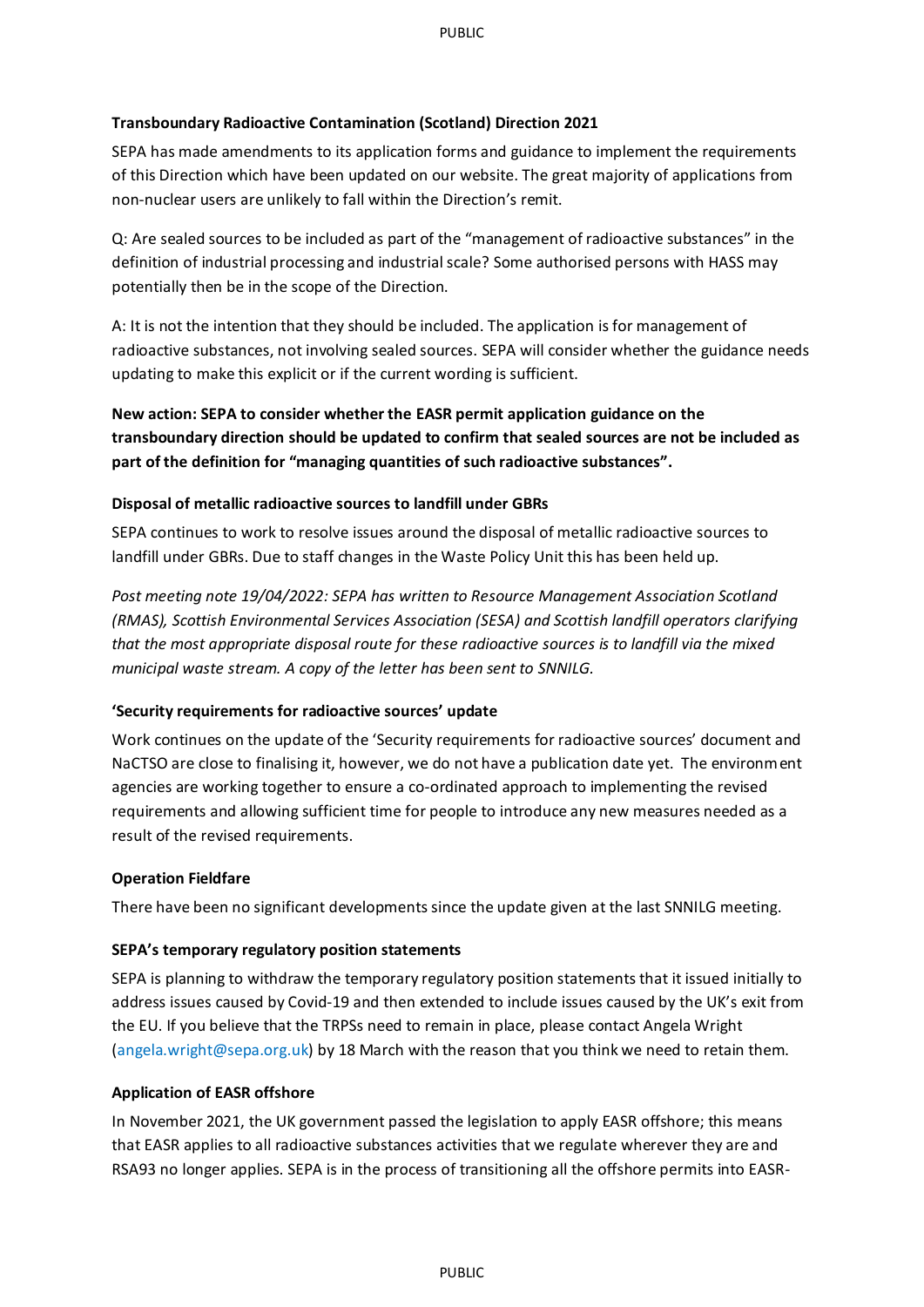**Transboundary Radioactive Contamination (Scotland) Direction 2021**

SEPA has made amendments to its application forms and guidance to implement the requirements of this Direction which have been updated on our website. The great majority of applications from non-nuclear users are unlikely to fall within the Direction's remit.

Q: Are sealed sources to be included as part of the "management of radioactive substances" in the definition of industrial processing and industrial scale? Some authorised persons with HASS may potentially then be in the scope of the Direction.

A: It is not the intention that they should be included. The application is for management of radioactive substances, not involving sealed sources. SEPA will consider whether the guidance needs updating to make this explicit or if the current wording is sufficient.

**New action: SEPA to consider whether the EASR permit application guidance on the transboundary direction should be updated to confirm that sealed sources are not be included as part of the definition for "managing quantities of such radioactive substances".**

**Disposal of metallic radioactive sources to landfill under GBRs**

SEPA continues to work to resolve issues around the disposal of metallic radioactive sources to landfill under GBRs. Due to staff changes in the Waste Policy Unit this has been held up.

*Post meeting note 19/04/2022: SEPA has written to Resource Management Association Scotland (RMAS), Scottish Environmental Services Association (SESA) and Scottish landfill operators clarifying that the most appropriate disposal route for these radioactive sources is to landfill via the mixed municipal waste stream. A copy of the letter has been sent to SNNILG.*

**'Security requirements for radioactive sources' update**

Work continues on the update of the 'Security requirements for radioactive sources' document and NaCTSO are close to finalising it, however, we do not have a publication date yet. The environment agencies are working together to ensure a co-ordinated approach to implementing the revised requirements and allowing sufficient time for people to introduce any new measures needed as a result of the revised requirements.

**Operation Fieldfare**

There have been no significant developments since the update given at the last SNNILG meeting.

**SEPA's temporary regulatory position statements**

SEPA is planning to withdraw the temporary regulatory position statements that it issued initially to address issues caused by Covid-19 and then extended to include issues caused by the UK's exit from the EU. If you believe that the TRPSs need to remain in place, please contact Angela Wright (angela.wright@sepa.org.uk) by 18 March with the reason that you think we need to retain them.

**Application of EASR offshore**

In November 2021, the UK government passed the legislation to apply EASR offshore; this means that EASR applies to all radioactive substances activities that we regulate wherever they are and RSA93 no longer applies. SEPA is in the process of transitioning all the offshore permits into EASR-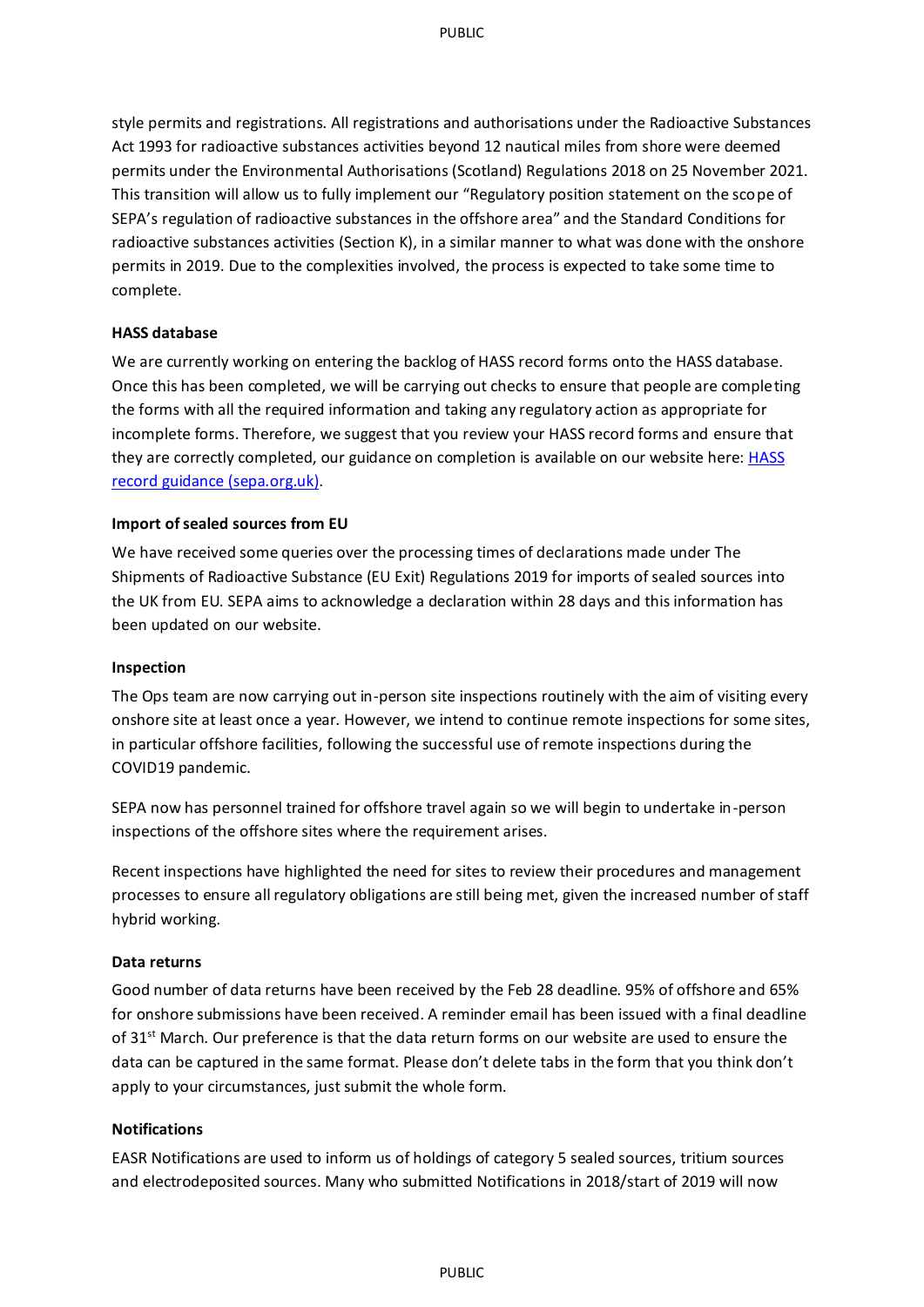style permits and registrations. All registrations and authorisations under the Radioactive Substances Act 1993 for radioactive substances activities beyond 12 nautical miles from shore were deemed permits under the Environmental Authorisations (Scotland) Regulations 2018 on 25 November 2021. This transition will allow us to fully implement our "Regulatory position statement on the scope of SEPA's regulation of radioactive substances in the offshore area" and the Standard Conditions for radioactive substances activities (Section K), in a similar manner to what was done with the onshore permits in 2019. Due to the complexities involved, the process is expected to take some time to complete.

**HASS database**

We are currently working on entering the backlog of HASS record forms onto the HASS database. Once this has been completed, we will be carrying out checks to ensure that people are completing the forms with all the required information and taking any regulatory action as appropriate for incomplete forms. Therefore, we suggest that you review your HASS record forms and ensure that they are correctly completed, our guidance on completion is available on our website here: [HASS record guidance (sepa.org.uk)](#).

**Import of sealed sources from EU**

We have received some queries over the processing times of declarations made under The Shipments of Radioactive Substance (EU Exit) Regulations 2019 for imports of sealed sources into the UK from EU. SEPA aims to acknowledge a declaration within 28 days and this information has been updated on our website.

**Inspection**

The Ops team are now carrying out in-person site inspections routinely with the aim of visiting every onshore site at least once a year. However, we intend to continue remote inspections for some sites, in particular offshore facilities, following the successful use of remote inspections during the COVID19 pandemic.

SEPA now has personnel trained for offshore travel again so we will begin to undertake in-person inspections of the offshore sites where the requirement arises.

Recent inspections have highlighted the need for sites to review their procedures and management processes to ensure all regulatory obligations are still being met, given the increased number of staff hybrid working.

**Data returns**

Good number of data returns have been received by the Feb 28 deadline. 95% of offshore and 65% for onshore submissions have been received. A reminder email has been issued with a final deadline of 31st March. Our preference is that the data return forms on our website are used to ensure the data can be captured in the same format. Please don't delete tabs in the form that you think don't apply to your circumstances, just submit the whole form.

**Notifications**

EASR Notifications are used to inform us of holdings of category 5 sealed sources, tritium sources and electrodeposited sources. Many who submitted Notifications in 2018/start of 2019 will now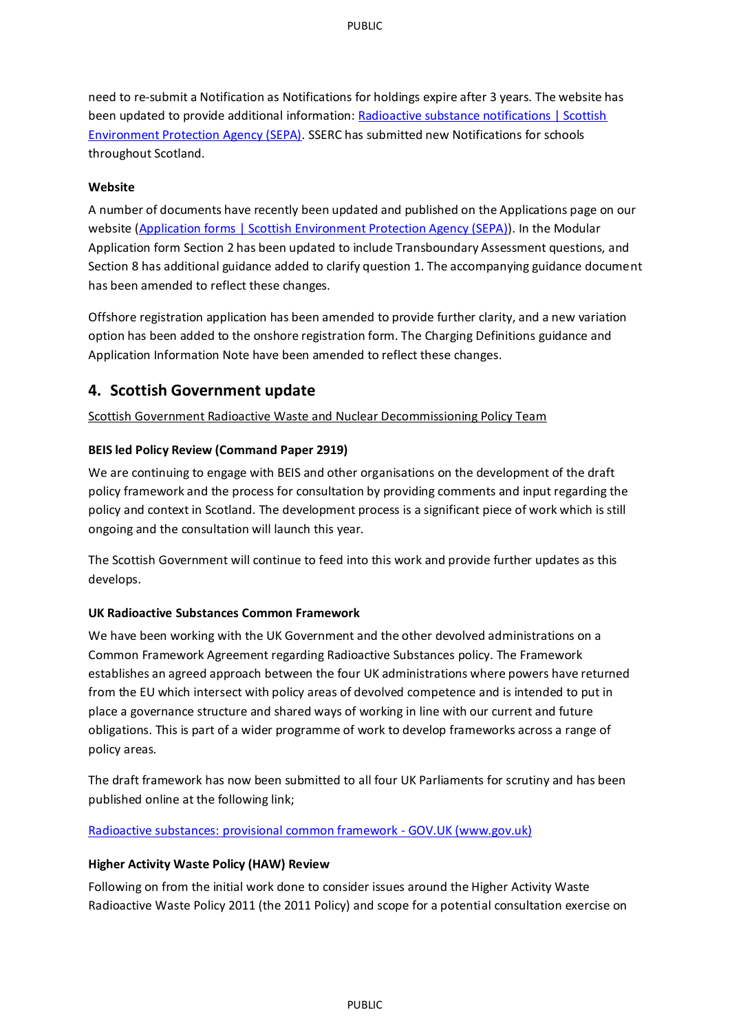need to re-submit a Notification as Notifications for holdings expire after 3 years. The website has been updated to provide additional information: [Radioactive substance notifications | Scottish Environment Protection Agency (SEPA)](). SSERC has submitted new Notifications for schools throughout Scotland.

**Website**

A number of documents have recently been updated and published on the Applications page on our website ([Application forms | Scottish Environment Protection Agency (SEPA)]()). In the Modular Application form Section 2 has been updated to include Transboundary Assessment questions, and Section 8 has additional guidance added to clarify question 1. The accompanying guidance document has been amended to reflect these changes.

Offshore registration application has been amended to provide further clarity, and a new variation option has been added to the onshore registration form. The Charging Definitions guidance and Application Information Note have been amended to reflect these changes.

## 4. Scottish Government update

Scottish Government Radioactive Waste and Nuclear Decommissioning Policy Team

**BEIS led Policy Review (Command Paper 2919)**

We are continuing to engage with BEIS and other organisations on the development of the draft policy framework and the process for consultation by providing comments and input regarding the policy and context in Scotland. The development process is a significant piece of work which is still ongoing and the consultation will launch this year.

The Scottish Government will continue to feed into this work and provide further updates as this develops.

**UK Radioactive Substances Common Framework**

We have been working with the UK Government and the other devolved administrations on a Common Framework Agreement regarding Radioactive Substances policy. The Framework establishes an agreed approach between the four UK administrations where powers have returned from the EU which intersect with policy areas of devolved competence and is intended to put in place a governance structure and shared ways of working in line with our current and future obligations. This is part of a wider programme of work to develop frameworks across a range of policy areas.

The draft framework has now been submitted to all four UK Parliaments for scrutiny and has been published online at the following link;

[Radioactive substances: provisional common framework - GOV.UK (www.gov.uk)]()

**Higher Activity Waste Policy (HAW) Review**

Following on from the initial work done to consider issues around the Higher Activity Waste Radioactive Waste Policy 2011 (the 2011 Policy) and scope for a potential consultation exercise on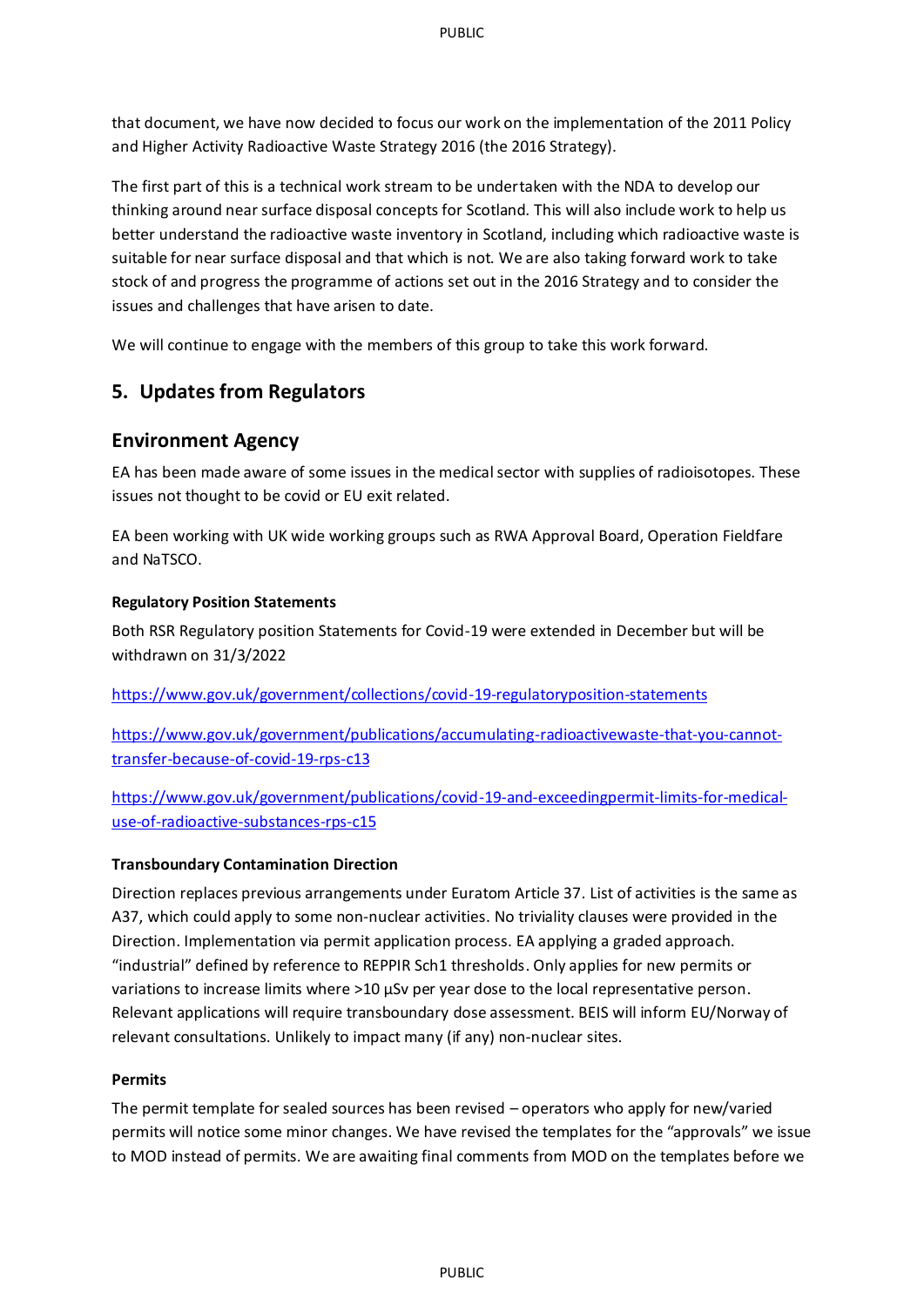that document, we have now decided to focus our work on the implementation of the 2011 Policy and Higher Activity Radioactive Waste Strategy 2016 (the 2016 Strategy).

The first part of this is a technical work stream to be undertaken with the NDA to develop our thinking around near surface disposal concepts for Scotland. This will also include work to help us better understand the radioactive waste inventory in Scotland, including which radioactive waste is suitable for near surface disposal and that which is not. We are also taking forward work to take stock of and progress the programme of actions set out in the 2016 Strategy and to consider the issues and challenges that have arisen to date.

We will continue to engage with the members of this group to take this work forward.

## 5. Updates from Regulators

## Environment Agency

EA has been made aware of some issues in the medical sector with supplies of radioisotopes. These issues not thought to be covid or EU exit related.

EA been working with UK wide working groups such as RWA Approval Board, Operation Fieldfare and NaTSCO.

**Regulatory Position Statements**

Both RSR Regulatory position Statements for Covid-19 were extended in December but will be withdrawn on 31/3/2022

https://www.gov.uk/government/collections/covid-19-regulatoryposition-statements

https://www.gov.uk/government/publications/accumulating-radioactivewaste-that-you-cannot-transfer-because-of-covid-19-rps-c13

https://www.gov.uk/government/publications/covid-19-and-exceedingpermit-limits-for-medical-use-of-radioactive-substances-rps-c15

**Transboundary Contamination Direction**

Direction replaces previous arrangements under Euratom Article 37. List of activities is the same as A37, which could apply to some non-nuclear activities. No triviality clauses were provided in the Direction. Implementation via permit application process. EA applying a graded approach. “industrial” defined by reference to REPPIR Sch1 thresholds. Only applies for new permits or variations to increase limits where >10 µSv per year dose to the local representative person. Relevant applications will require transboundary dose assessment. BEIS will inform EU/Norway of relevant consultations. Unlikely to impact many (if any) non-nuclear sites.

**Permits**

The permit template for sealed sources has been revised – operators who apply for new/varied permits will notice some minor changes. We have revised the templates for the “approvals” we issue to MOD instead of permits. We are awaiting final comments from MOD on the templates before we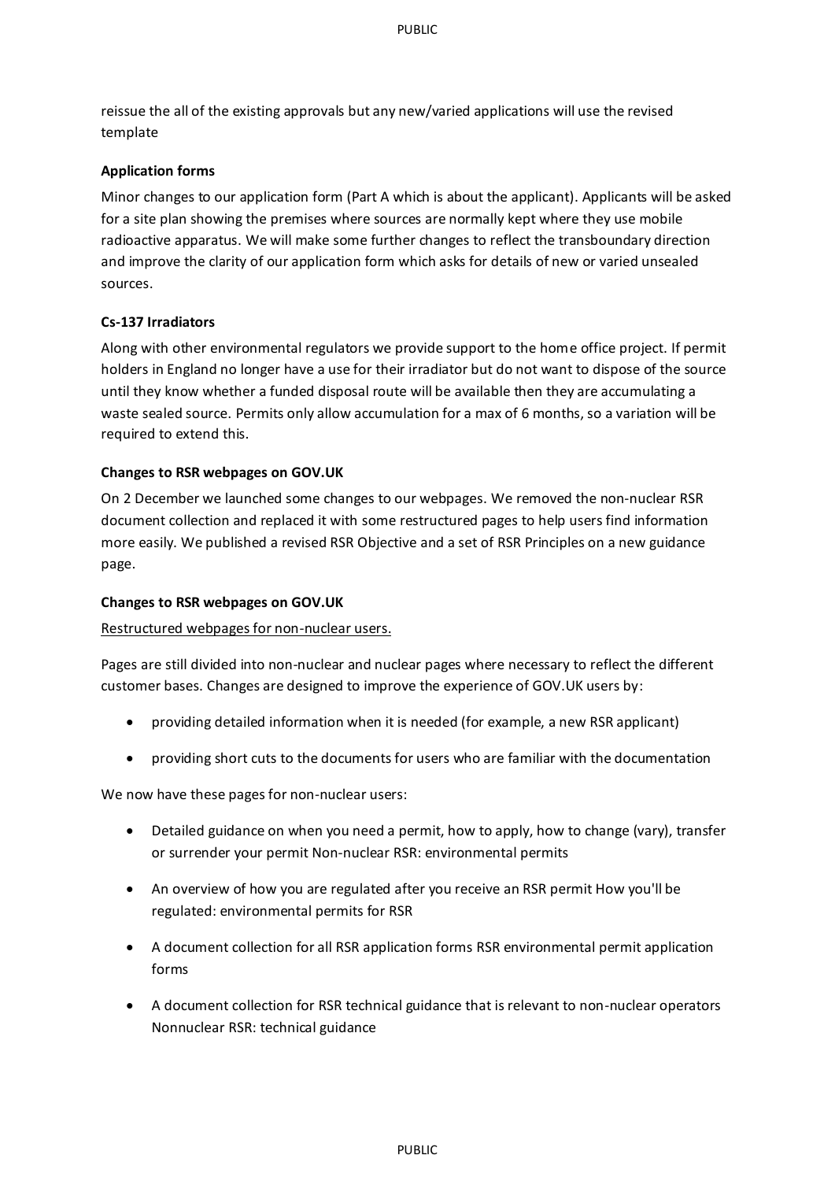reissue the all of the existing approvals but any new/varied applications will use the revised template

**Application forms**

Minor changes to our application form (Part A which is about the applicant). Applicants will be asked for a site plan showing the premises where sources are normally kept where they use mobile radioactive apparatus. We will make some further changes to reflect the transboundary direction and improve the clarity of our application form which asks for details of new or varied unsealed sources.

**Cs-137 Irradiators**

Along with other environmental regulators we provide support to the home office project. If permit holders in England no longer have a use for their irradiator but do not want to dispose of the source until they know whether a funded disposal route will be available then they are accumulating a waste sealed source. Permits only allow accumulation for a max of 6 months, so a variation will be required to extend this.

**Changes to RSR webpages on GOV.UK**

On 2 December we launched some changes to our webpages. We removed the non-nuclear RSR document collection and replaced it with some restructured pages to help users find information more easily. We published a revised RSR Objective and a set of RSR Principles on a new guidance page.

**Changes to RSR webpages on GOV.UK**

<u>Restructured webpages for non-nuclear users.</u>

Pages are still divided into non-nuclear and nuclear pages where necessary to reflect the different customer bases. Changes are designed to improve the experience of GOV.UK users by:

- providing detailed information when it is needed (for example, a new RSR applicant)
- providing short cuts to the documents for users who are familiar with the documentation

We now have these pages for non-nuclear users:

- Detailed guidance on when you need a permit, how to apply, how to change (vary), transfer or surrender your permit Non-nuclear RSR: environmental permits
- An overview of how you are regulated after you receive an RSR permit How you'll be regulated: environmental permits for RSR
- A document collection for all RSR application forms RSR environmental permit application forms
- A document collection for RSR technical guidance that is relevant to non-nuclear operators Nonnuclear RSR: technical guidance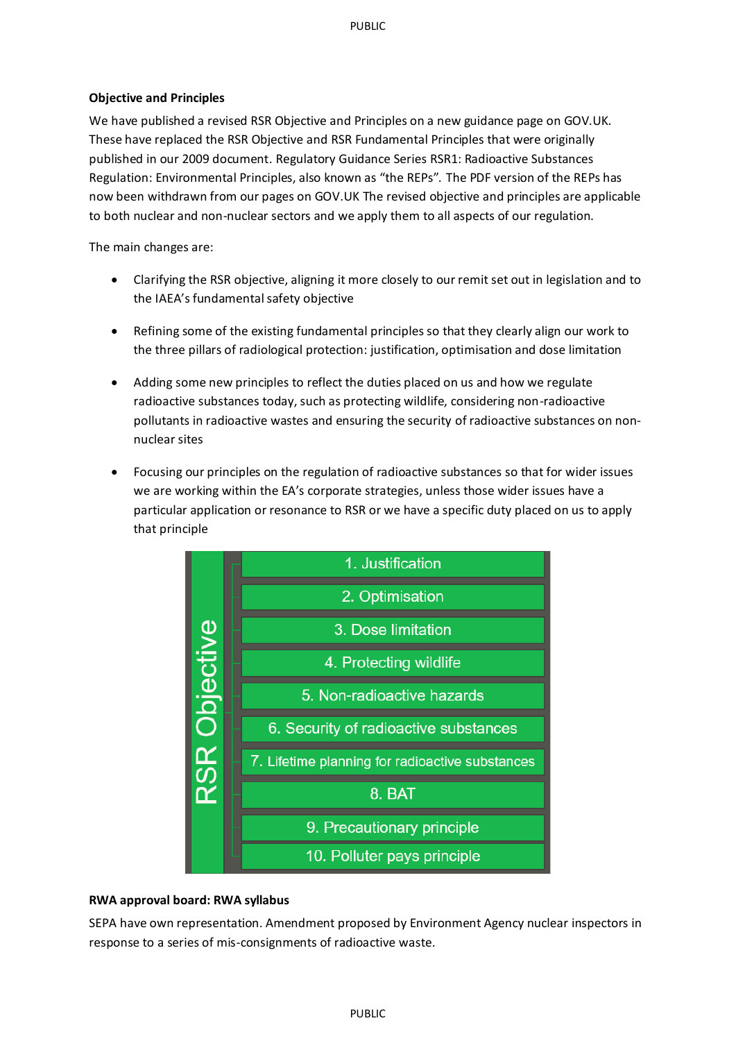**Objective and Principles**

We have published a revised RSR Objective and Principles on a new guidance page on GOV.UK. These have replaced the RSR Objective and RSR Fundamental Principles that were originally published in our 2009 document. Regulatory Guidance Series RSR1: Radioactive Substances Regulation: Environmental Principles, also known as “the REPs”. The PDF version of the REPs has now been withdrawn from our pages on GOV.UK The revised objective and principles are applicable to both nuclear and non-nuclear sectors and we apply them to all aspects of our regulation.

The main changes are:

- Clarifying the RSR objective, aligning it more closely to our remit set out in legislation and to the IAEA’s fundamental safety objective
- Refining some of the existing fundamental principles so that they clearly align our work to the three pillars of radiological protection: justification, optimisation and dose limitation
- Adding some new principles to reflect the duties placed on us and how we regulate radioactive substances today, such as protecting wildlife, considering non-radioactive pollutants in radioactive wastes and ensuring the security of radioactive substances on non-nuclear sites
- Focusing our principles on the regulation of radioactive substances so that for wider issues we are working within the EA’s corporate strategies, unless those wider issues have a particular application or resonance to RSR or we have a specific duty placed on us to apply that principle

RSR Objective

1. Justification
2. Optimisation
3. Dose limitation
4. Protecting wildlife
5. Non-radioactive hazards
6. Security of radioactive substances
7. Lifetime planning for radioactive substances
8. BAT
9. Precautionary principle
10. Polluter pays principle

**RWA approval board: RWA syllabus**

SEPA have own representation. Amendment proposed by Environment Agency nuclear inspectors in response to a series of mis-consignments of radioactive waste.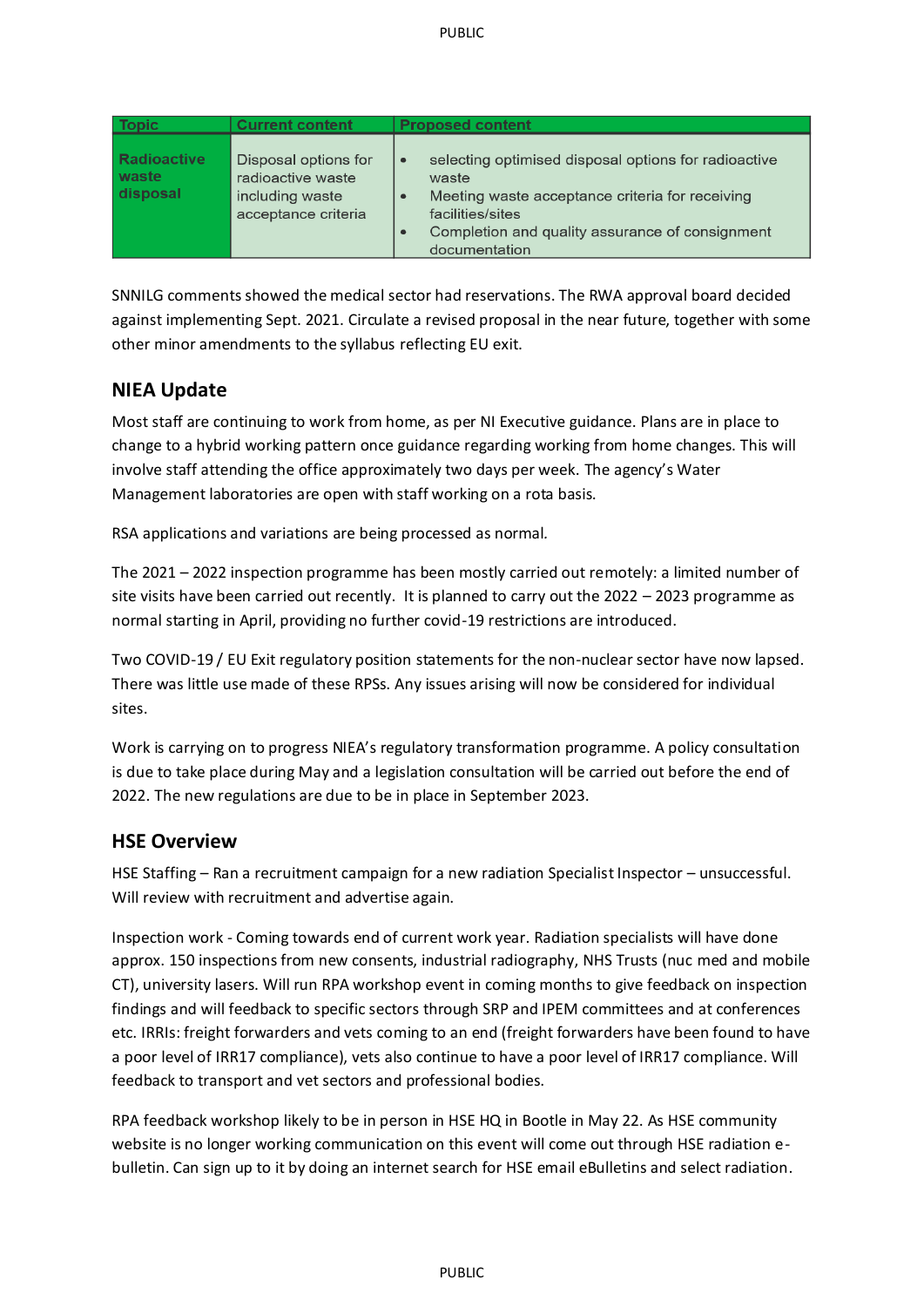| Topic | Current content | Proposed content |
|---|---|---|
| **Radioactive waste disposal** | Disposal options for radioactive waste including waste acceptance criteria | • selecting optimised disposal options for radioactive waste<br>• Meeting waste acceptance criteria for receiving facilities/sites<br>• Completion and quality assurance of consignment documentation |

SNNILG comments showed the medical sector had reservations. The RWA approval board decided against implementing Sept. 2021. Circulate a revised proposal in the near future, together with some other minor amendments to the syllabus reflecting EU exit.

## NIEA Update

Most staff are continuing to work from home, as per NI Executive guidance. Plans are in place to change to a hybrid working pattern once guidance regarding working from home changes. This will involve staff attending the office approximately two days per week. The agency's Water Management laboratories are open with staff working on a rota basis.

RSA applications and variations are being processed as normal.

The 2021 – 2022 inspection programme has been mostly carried out remotely: a limited number of site visits have been carried out recently. It is planned to carry out the 2022 – 2023 programme as normal starting in April, providing no further covid-19 restrictions are introduced.

Two COVID-19 / EU Exit regulatory position statements for the non-nuclear sector have now lapsed. There was little use made of these RPSs. Any issues arising will now be considered for individual sites.

Work is carrying on to progress NIEA's regulatory transformation programme. A policy consultation is due to take place during May and a legislation consultation will be carried out before the end of 2022. The new regulations are due to be in place in September 2023.

## HSE Overview

HSE Staffing – Ran a recruitment campaign for a new radiation Specialist Inspector – unsuccessful. Will review with recruitment and advertise again.

Inspection work - Coming towards end of current work year. Radiation specialists will have done approx. 150 inspections from new consents, industrial radiography, NHS Trusts (nuc med and mobile CT), university lasers. Will run RPA workshop event in coming months to give feedback on inspection findings and will feedback to specific sectors through SRP and IPEM committees and at conferences etc. IRRIs: freight forwarders and vets coming to an end (freight forwarders have been found to have a poor level of IRR17 compliance), vets also continue to have a poor level of IRR17 compliance. Will feedback to transport and vet sectors and professional bodies.

RPA feedback workshop likely to be in person in HSE HQ in Bootle in May 22. As HSE community website is no longer working communication on this event will come out through HSE radiation e-bulletin. Can sign up to it by doing an internet search for HSE email eBulletins and select radiation.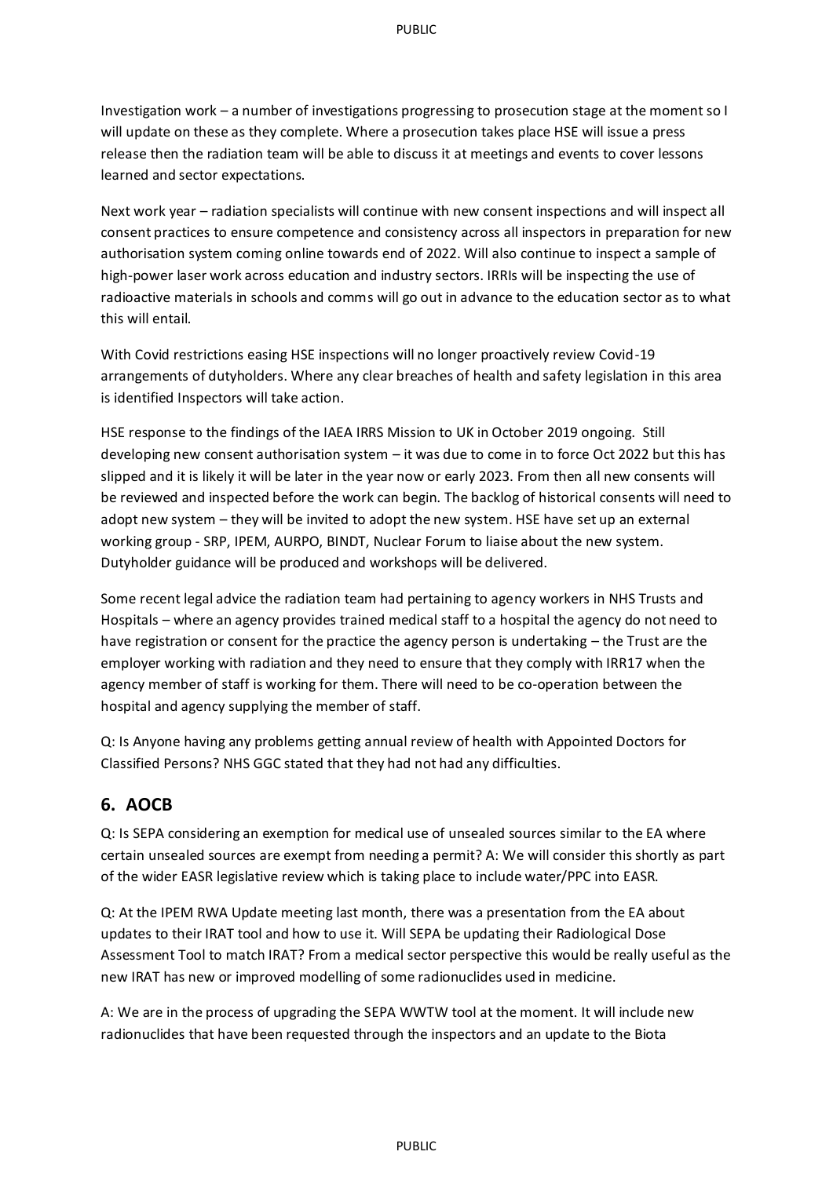Investigation work – a number of investigations progressing to prosecution stage at the moment so I will update on these as they complete. Where a prosecution takes place HSE will issue a press release then the radiation team will be able to discuss it at meetings and events to cover lessons learned and sector expectations.

Next work year – radiation specialists will continue with new consent inspections and will inspect all consent practices to ensure competence and consistency across all inspectors in preparation for new authorisation system coming online towards end of 2022. Will also continue to inspect a sample of high-power laser work across education and industry sectors. IRRIs will be inspecting the use of radioactive materials in schools and comms will go out in advance to the education sector as to what this will entail.

With Covid restrictions easing HSE inspections will no longer proactively review Covid-19 arrangements of dutyholders. Where any clear breaches of health and safety legislation in this area is identified Inspectors will take action.

HSE response to the findings of the IAEA IRRS Mission to UK in October 2019 ongoing. Still developing new consent authorisation system – it was due to come in to force Oct 2022 but this has slipped and it is likely it will be later in the year now or early 2023. From then all new consents will be reviewed and inspected before the work can begin. The backlog of historical consents will need to adopt new system – they will be invited to adopt the new system. HSE have set up an external working group - SRP, IPEM, AURPO, BINDT, Nuclear Forum to liaise about the new system. Dutyholder guidance will be produced and workshops will be delivered.

Some recent legal advice the radiation team had pertaining to agency workers in NHS Trusts and Hospitals – where an agency provides trained medical staff to a hospital the agency do not need to have registration or consent for the practice the agency person is undertaking – the Trust are the employer working with radiation and they need to ensure that they comply with IRR17 when the agency member of staff is working for them. There will need to be co-operation between the hospital and agency supplying the member of staff.

Q: Is Anyone having any problems getting annual review of health with Appointed Doctors for Classified Persons? NHS GGC stated that they had not had any difficulties.

## 6. AOCB

Q: Is SEPA considering an exemption for medical use of unsealed sources similar to the EA where certain unsealed sources are exempt from needing a permit? A: We will consider this shortly as part of the wider EASR legislative review which is taking place to include water/PPC into EASR.

Q: At the IPEM RWA Update meeting last month, there was a presentation from the EA about updates to their IRAT tool and how to use it. Will SEPA be updating their Radiological Dose Assessment Tool to match IRAT? From a medical sector perspective this would be really useful as the new IRAT has new or improved modelling of some radionuclides used in medicine.

A: We are in the process of upgrading the SEPA WWTW tool at the moment. It will include new radionuclides that have been requested through the inspectors and an update to the Biota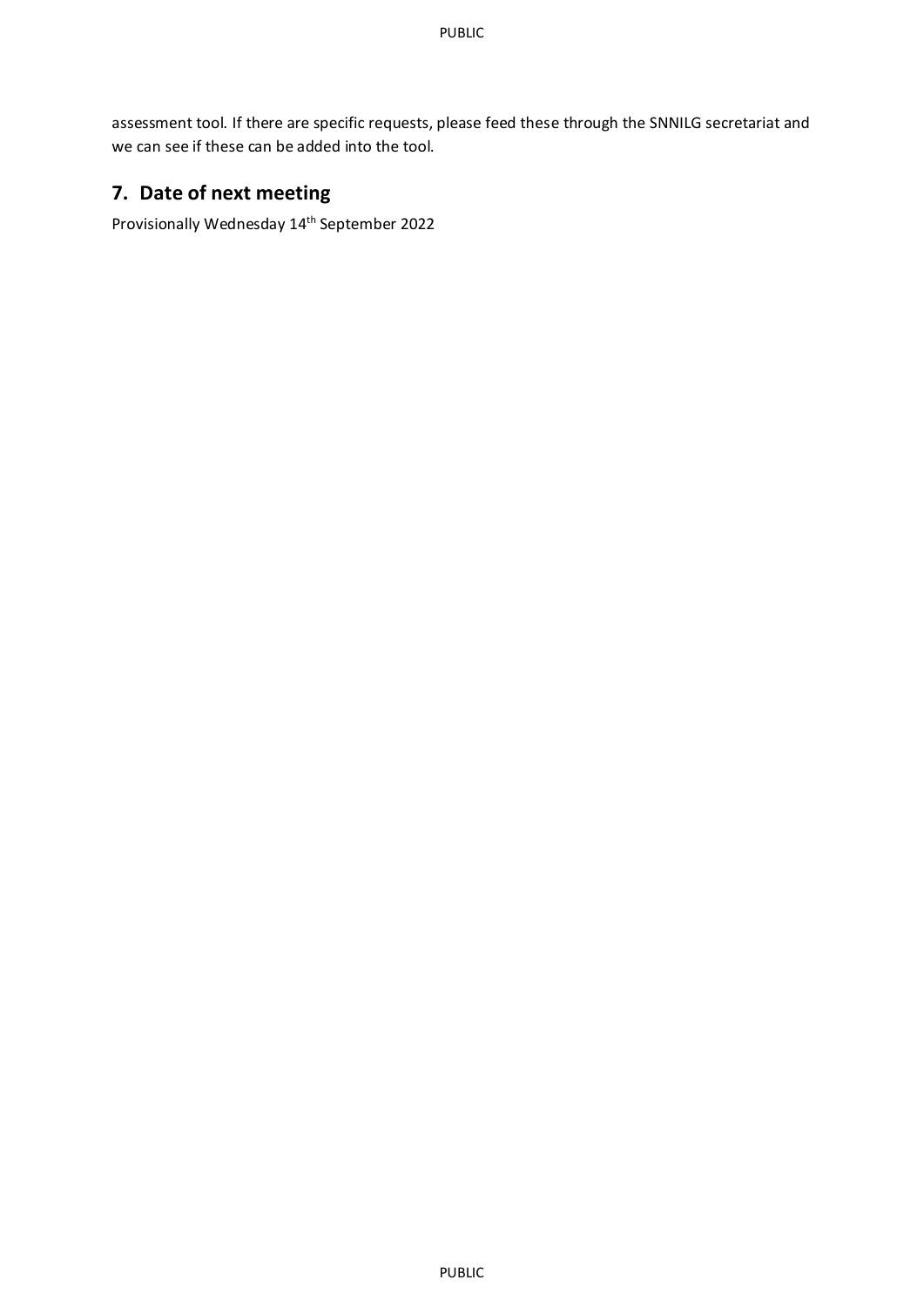assessment tool. If there are specific requests, please feed these through the SNNILG secretariat and we can see if these can be added into the tool.

## 7. Date of next meeting

Provisionally Wednesday 14th September 2022